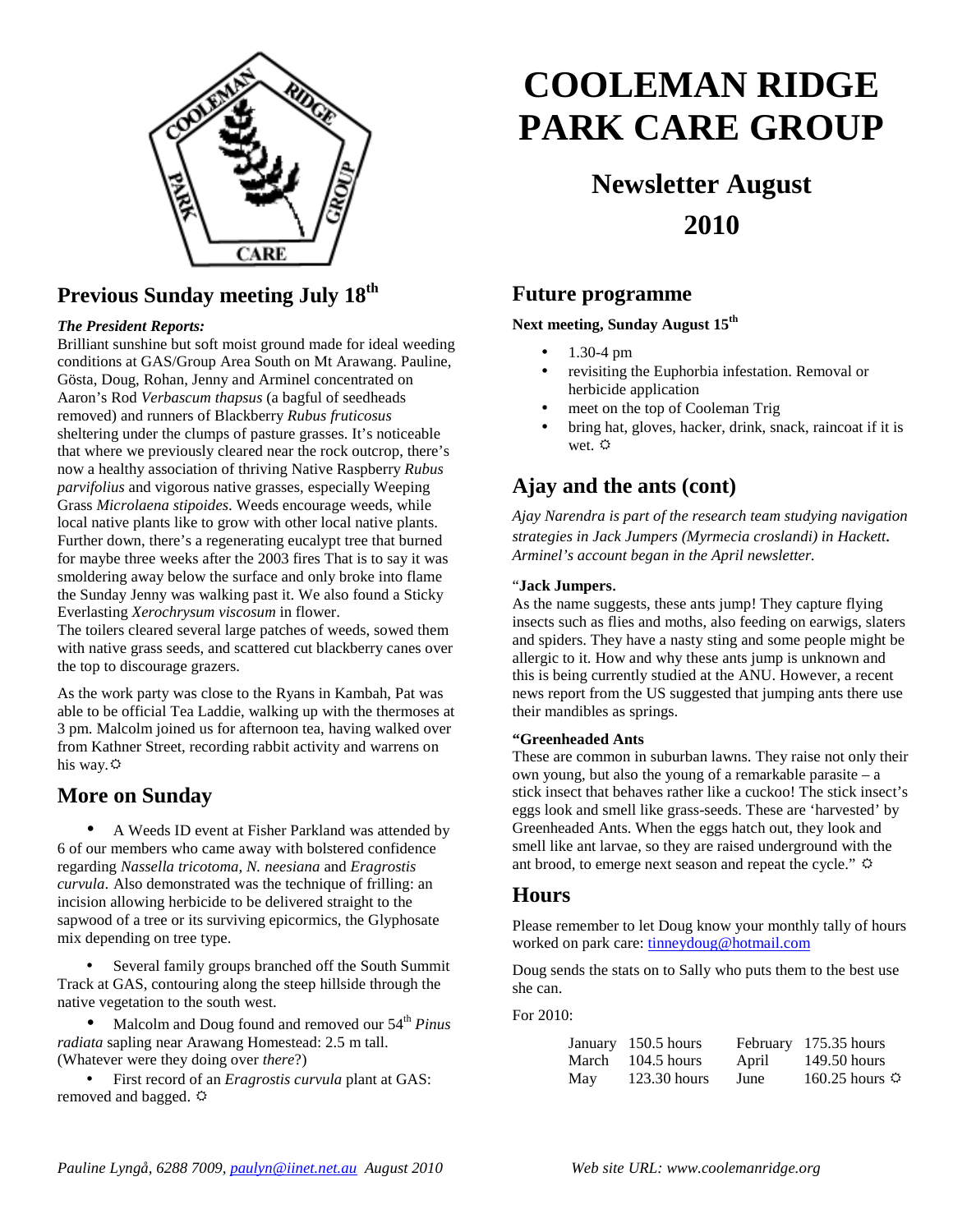# COOLEMAN RIDGE PARK CARE GROUP

## Newsletter August 2010

## Previous Sunday meeting July 18th

***The President Reports:***

Brilliant sunshine but soft moist ground made for ideal weeding conditions at GAS/Group Area South on Mt Arawang. Pauline, Gösta, Doug, Rohan, Jenny and Arminel concentrated on Aaron's Rod *Verbascum thapsus* (a bagful of seedheads removed) and runners of Blackberry *Rubus fruticosus* sheltering under the clumps of pasture grasses. It's noticeable that where we previously cleared near the rock outcrop, there's now a healthy association of thriving Native Raspberry *Rubus parvifolius* and vigorous native grasses, especially Weeping Grass *Microlaena stipoides*. Weeds encourage weeds, while local native plants like to grow with other local native plants. Further down, there's a regenerating eucalypt tree that burned for maybe three weeks after the 2003 fires That is to say it was smoldering away below the surface and only broke into flame the Sunday Jenny was walking past it. We also found a Sticky Everlasting *Xerochrysum viscosum* in flower.

The toilers cleared several large patches of weeds, sowed them with native grass seeds, and scattered cut blackberry canes over the top to discourage grazers.

As the work party was close to the Ryans in Kambah, Pat was able to be official Tea Laddie, walking up with the thermoses at 3 pm. Malcolm joined us for afternoon tea, having walked over from Kathner Street, recording rabbit activity and warrens on his way. ☼

## More on Sunday

- A Weeds ID event at Fisher Parkland was attended by 6 of our members who came away with bolstered confidence regarding *Nassella tricotoma*, *N. neesiana* and *Eragrostis curvula*. Also demonstrated was the technique of frilling: an incision allowing herbicide to be delivered straight to the sapwood of a tree or its surviving epicormics, the Glyphosate mix depending on tree type.
- Several family groups branched off the South Summit Track at GAS, contouring along the steep hillside through the native vegetation to the south west.
- Malcolm and Doug found and removed our 54th *Pinus radiata* sapling near Arawang Homestead: 2.5 m tall. (Whatever were they doing over *there*?)
- First record of an *Eragrostis curvula* plant at GAS: removed and bagged. ☼

## Future programme

**Next meeting, Sunday August 15th**

- 1.30-4 pm
- revisiting the Euphorbia infestation. Removal or herbicide application
- meet on the top of Cooleman Trig
- bring hat, gloves, hacker, drink, snack, raincoat if it is wet. ☼

## Ajay and the ants (cont)

*Ajay Narendra is part of the research team studying navigation strategies in Jack Jumpers (Myrmecia croslandi) in Hackett. Arminel's account began in the April newsletter.*

"**Jack Jumpers**.

As the name suggests, these ants jump! They capture flying insects such as flies and moths, also feeding on earwigs, slaters and spiders. They have a nasty sting and some people might be allergic to it. How and why these ants jump is unknown and this is being currently studied at the ANU. However, a recent news report from the US suggested that jumping ants there use their mandibles as springs.

**"Greenheaded Ants**

These are common in suburban lawns. They raise not only their own young, but also the young of a remarkable parasite – a stick insect that behaves rather like a cuckoo! The stick insect's eggs look and smell like grass-seeds. These are 'harvested' by Greenheaded Ants. When the eggs hatch out, they look and smell like ant larvae, so they are raised underground with the ant brood, to emerge next season and repeat the cycle." ☼

## Hours

Please remember to let Doug know your monthly tally of hours worked on park care: tinneydoug@hotmail.com

Doug sends the stats on to Sally who puts them to the best use she can.

For 2010:

| | | | |
|---|---|---|---|
| January | 150.5 hours | February | 175.35 hours |
| March | 104.5 hours | April | 149.50 hours |
| May | 123.30 hours | June | 160.25 hours ☼ |

*Pauline Lyngå, 6288 7009, paulyn@iinet.net.au August 2010*

*Web site URL: www.coolemanridge.org*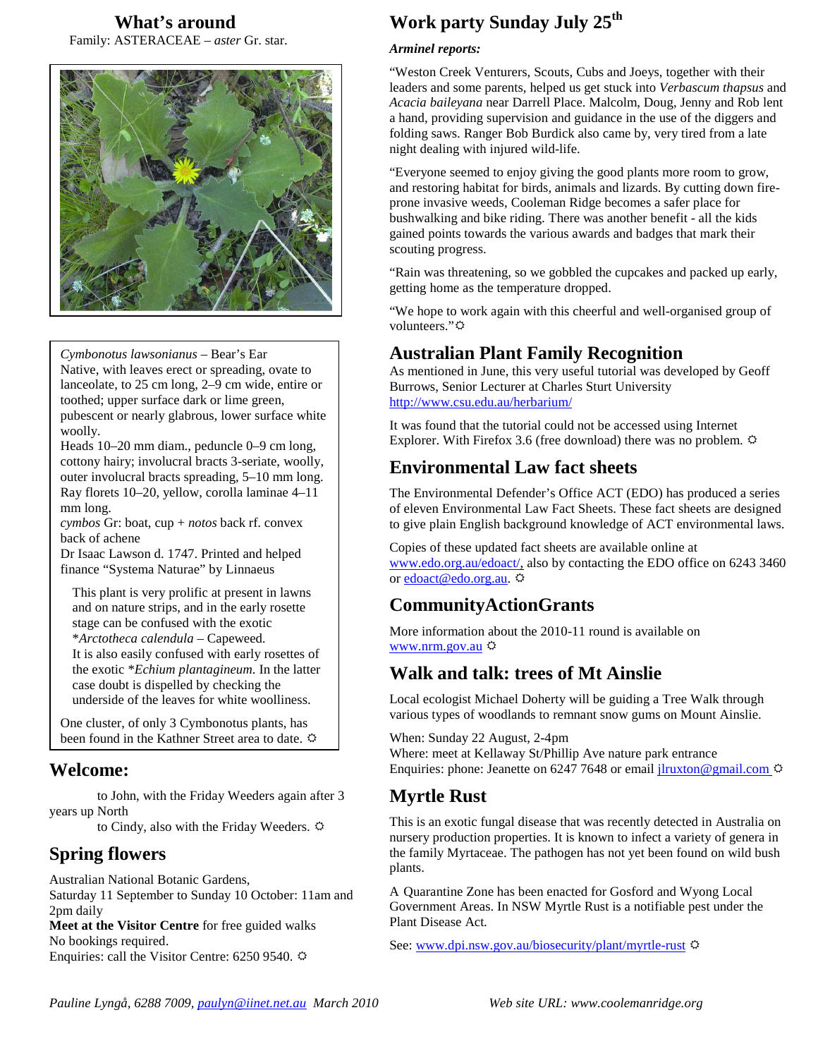## What's around

Family: ASTERACEAE – *aster* Gr. star.

*Cymbonotus lawsonianus* – Bear's Ear
Native, with leaves erect or spreading, ovate to lanceolate, to 25 cm long, 2–9 cm wide, entire or toothed; upper surface dark or lime green, pubescent or nearly glabrous, lower surface white woolly.
Heads 10–20 mm diam., peduncle 0–9 cm long, cottony hairy; involucral bracts 3-seriate, woolly, outer involucral bracts spreading, 5–10 mm long. Ray florets 10–20, yellow, corolla laminae 4–11 mm long.
*cymbos* Gr: boat, cup + *notos* back rf. convex back of achene
Dr Isaac Lawson d. 1747. Printed and helped finance "Systema Naturae" by Linnaeus

This plant is very prolific at present in lawns and on nature strips, and in the early rosette stage can be confused with the exotic *Arctotheca calendula – Capeweed.
It is also easily confused with early rosettes of the exotic **Echium plantagineum*. In the latter case doubt is dispelled by checking the underside of the leaves for white woolliness.

One cluster, of only 3 Cymbonotus plants, has been found in the Kathner Street area to date. ☼

## Welcome:

to John, with the Friday Weeders again after 3 years up North

to Cindy, also with the Friday Weeders. ☼

## Spring flowers

Australian National Botanic Gardens,
Saturday 11 September to Sunday 10 October: 11am and 2pm daily
**Meet at the Visitor Centre** for free guided walks
No bookings required.
Enquiries: call the Visitor Centre: 6250 9540. ☼

## Work party Sunday July 25th

***Arminel reports:***

"Weston Creek Venturers, Scouts, Cubs and Joeys, together with their leaders and some parents, helped us get stuck into *Verbascum thapsus* and *Acacia baileyana* near Darrell Place. Malcolm, Doug, Jenny and Rob lent a hand, providing supervision and guidance in the use of the diggers and folding saws. Ranger Bob Burdick also came by, very tired from a late night dealing with injured wild-life.

"Everyone seemed to enjoy giving the good plants more room to grow, and restoring habitat for birds, animals and lizards. By cutting down fire-prone invasive weeds, Cooleman Ridge becomes a safer place for bushwalking and bike riding. There was another benefit - all the kids gained points towards the various awards and badges that mark their scouting progress.

"Rain was threatening, so we gobbled the cupcakes and packed up early, getting home as the temperature dropped.

"We hope to work again with this cheerful and well-organised group of volunteers."☼

## Australian Plant Family Recognition

As mentioned in June, this very useful tutorial was developed by Geoff Burrows, Senior Lecturer at Charles Sturt University
http://www.csu.edu.au/herbarium/

It was found that the tutorial could not be accessed using Internet Explorer. With Firefox 3.6 (free download) there was no problem. ☼

## Environmental Law fact sheets

The Environmental Defender's Office ACT (EDO) has produced a series of eleven Environmental Law Fact Sheets. These fact sheets are designed to give plain English background knowledge of ACT environmental laws.

Copies of these updated fact sheets are available online at www.edo.org.au/edoact/, also by contacting the EDO office on 6243 3460 or edoact@edo.org.au. ☼

## CommunityActionGrants

More information about the 2010-11 round is available on www.nrm.gov.au ☼

## Walk and talk: trees of Mt Ainslie

Local ecologist Michael Doherty will be guiding a Tree Walk through various types of woodlands to remnant snow gums on Mount Ainslie.

When: Sunday 22 August, 2-4pm
Where: meet at Kellaway St/Phillip Ave nature park entrance
Enquiries: phone: Jeanette on 6247 7648 or email jlruxton@gmail.com ☼

## Myrtle Rust

This is an exotic fungal disease that was recently detected in Australia on nursery production properties. It is known to infect a variety of genera in the family Myrtaceae. The pathogen has not yet been found on wild bush plants.

A Quarantine Zone has been enacted for Gosford and Wyong Local Government Areas. In NSW Myrtle Rust is a notifiable pest under the Plant Disease Act.

See: www.dpi.nsw.gov.au/biosecurity/plant/myrtle-rust ☼

*Pauline Lyngå, 6288 7009, paulyn@iinet.net.au March 2010* *Web site URL: www.coolemanridge.org*